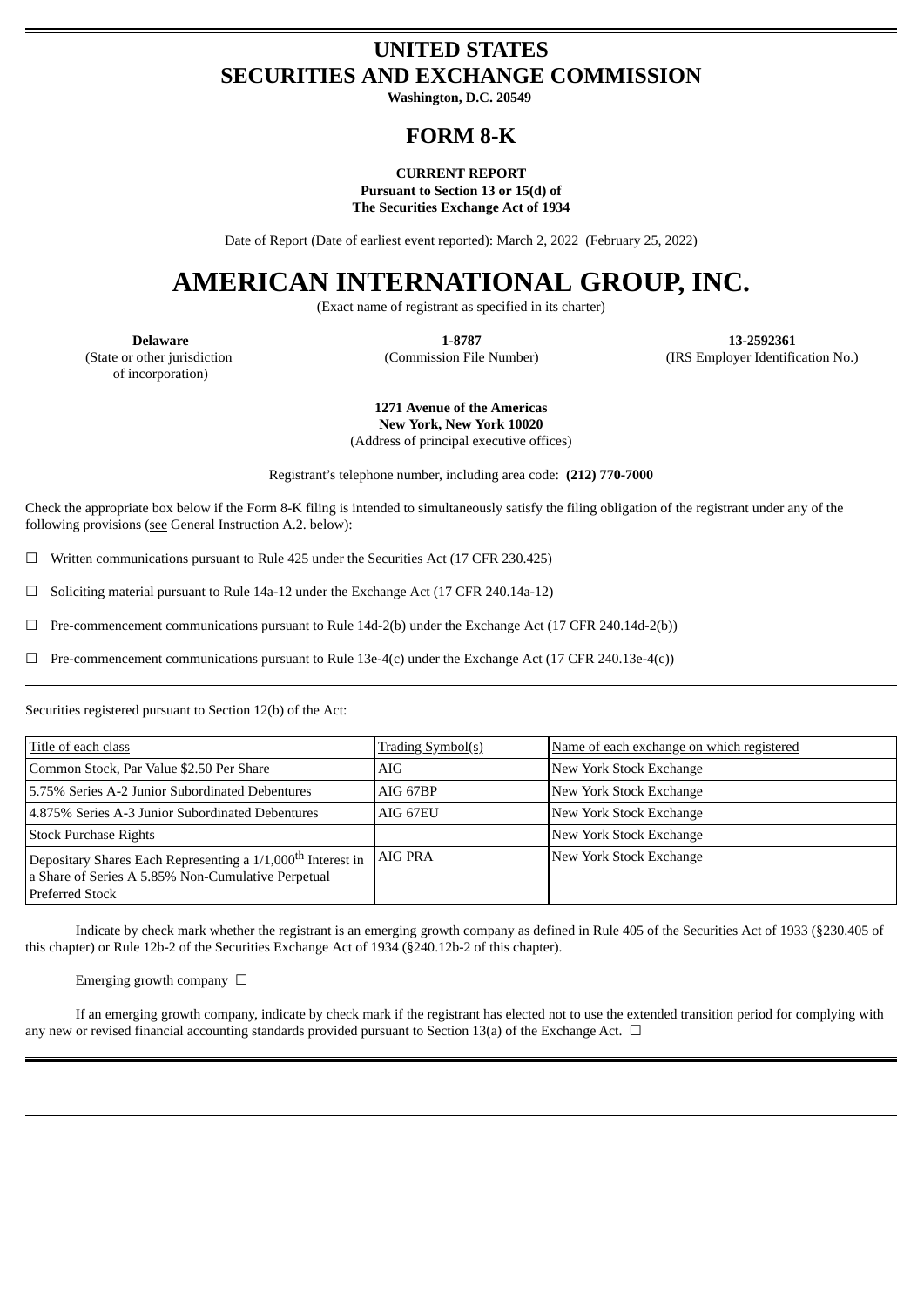# UNITED STATES
# SECURITIES AND EXCHANGE COMMISSION

**Washington, D.C. 20549**

# FORM 8-K

**CURRENT REPORT**
**Pursuant to Section 13 or 15(d) of**
**The Securities Exchange Act of 1934**

Date of Report (Date of earliest event reported): March 2, 2022 (February 25, 2022)

# AMERICAN INTERNATIONAL GROUP, INC.

(Exact name of registrant as specified in its charter)

| **Delaware** | **1-8787** | **13-2592361** |
|---|---|---|
| (State or other jurisdiction of incorporation) | (Commission File Number) | (IRS Employer Identification No.) |

**1271 Avenue of the Americas**
**New York, New York 10020**
(Address of principal executive offices)

Registrant's telephone number, including area code: **(212) 770-7000**

Check the appropriate box below if the Form 8-K filing is intended to simultaneously satisfy the filing obligation of the registrant under any of the following provisions (see General Instruction A.2. below):

☐ Written communications pursuant to Rule 425 under the Securities Act (17 CFR 230.425)

☐ Soliciting material pursuant to Rule 14a-12 under the Exchange Act (17 CFR 240.14a-12)

☐ Pre-commencement communications pursuant to Rule 14d-2(b) under the Exchange Act (17 CFR 240.14d-2(b))

☐ Pre-commencement communications pursuant to Rule 13e-4(c) under the Exchange Act (17 CFR 240.13e-4(c))

Securities registered pursuant to Section 12(b) of the Act:

| Title of each class | Trading Symbol(s) | Name of each exchange on which registered |
|---|---|---|
| Common Stock, Par Value $2.50 Per Share | AIG | New York Stock Exchange |
| 5.75% Series A-2 Junior Subordinated Debentures | AIG 67BP | New York Stock Exchange |
| 4.875% Series A-3 Junior Subordinated Debentures | AIG 67EU | New York Stock Exchange |
| Stock Purchase Rights | | New York Stock Exchange |
| Depositary Shares Each Representing a 1/1,000th Interest in a Share of Series A 5.85% Non-Cumulative Perpetual Preferred Stock | AIG PRA | New York Stock Exchange |

Indicate by check mark whether the registrant is an emerging growth company as defined in Rule 405 of the Securities Act of 1933 (§230.405 of this chapter) or Rule 12b-2 of the Securities Exchange Act of 1934 (§240.12b-2 of this chapter).

Emerging growth company ☐

If an emerging growth company, indicate by check mark if the registrant has elected not to use the extended transition period for complying with any new or revised financial accounting standards provided pursuant to Section 13(a) of the Exchange Act. ☐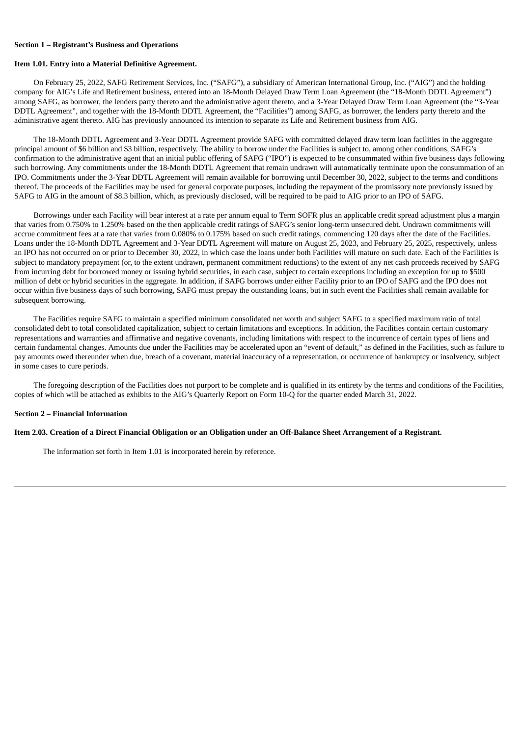**Section 1 – Registrant's Business and Operations**

**Item 1.01. Entry into a Material Definitive Agreement.**

On February 25, 2022, SAFG Retirement Services, Inc. ("SAFG"), a subsidiary of American International Group, Inc. ("AIG") and the holding company for AIG's Life and Retirement business, entered into an 18-Month Delayed Draw Term Loan Agreement (the "18-Month DDTL Agreement") among SAFG, as borrower, the lenders party thereto and the administrative agent thereto, and a 3-Year Delayed Draw Term Loan Agreement (the "3-Year DDTL Agreement", and together with the 18-Month DDTL Agreement, the "Facilities") among SAFG, as borrower, the lenders party thereto and the administrative agent thereto. AIG has previously announced its intention to separate its Life and Retirement business from AIG.

The 18-Month DDTL Agreement and 3-Year DDTL Agreement provide SAFG with committed delayed draw term loan facilities in the aggregate principal amount of $6 billion and $3 billion, respectively. The ability to borrow under the Facilities is subject to, among other conditions, SAFG's confirmation to the administrative agent that an initial public offering of SAFG ("IPO") is expected to be consummated within five business days following such borrowing. Any commitments under the 18-Month DDTL Agreement that remain undrawn will automatically terminate upon the consummation of an IPO. Commitments under the 3-Year DDTL Agreement will remain available for borrowing until December 30, 2022, subject to the terms and conditions thereof. The proceeds of the Facilities may be used for general corporate purposes, including the repayment of the promissory note previously issued by SAFG to AIG in the amount of $8.3 billion, which, as previously disclosed, will be required to be paid to AIG prior to an IPO of SAFG.

Borrowings under each Facility will bear interest at a rate per annum equal to Term SOFR plus an applicable credit spread adjustment plus a margin that varies from 0.750% to 1.250% based on the then applicable credit ratings of SAFG's senior long-term unsecured debt. Undrawn commitments will accrue commitment fees at a rate that varies from 0.080% to 0.175% based on such credit ratings, commencing 120 days after the date of the Facilities. Loans under the 18-Month DDTL Agreement and 3-Year DDTL Agreement will mature on August 25, 2023, and February 25, 2025, respectively, unless an IPO has not occurred on or prior to December 30, 2022, in which case the loans under both Facilities will mature on such date. Each of the Facilities is subject to mandatory prepayment (or, to the extent undrawn, permanent commitment reductions) to the extent of any net cash proceeds received by SAFG from incurring debt for borrowed money or issuing hybrid securities, in each case, subject to certain exceptions including an exception for up to $500 million of debt or hybrid securities in the aggregate. In addition, if SAFG borrows under either Facility prior to an IPO of SAFG and the IPO does not occur within five business days of such borrowing, SAFG must prepay the outstanding loans, but in such event the Facilities shall remain available for subsequent borrowing.

The Facilities require SAFG to maintain a specified minimum consolidated net worth and subject SAFG to a specified maximum ratio of total consolidated debt to total consolidated capitalization, subject to certain limitations and exceptions. In addition, the Facilities contain certain customary representations and warranties and affirmative and negative covenants, including limitations with respect to the incurrence of certain types of liens and certain fundamental changes. Amounts due under the Facilities may be accelerated upon an "event of default," as defined in the Facilities, such as failure to pay amounts owed thereunder when due, breach of a covenant, material inaccuracy of a representation, or occurrence of bankruptcy or insolvency, subject in some cases to cure periods.

The foregoing description of the Facilities does not purport to be complete and is qualified in its entirety by the terms and conditions of the Facilities, copies of which will be attached as exhibits to the AIG's Quarterly Report on Form 10-Q for the quarter ended March 31, 2022.

**Section 2 – Financial Information**

**Item 2.03. Creation of a Direct Financial Obligation or an Obligation under an Off-Balance Sheet Arrangement of a Registrant.**

The information set forth in Item 1.01 is incorporated herein by reference.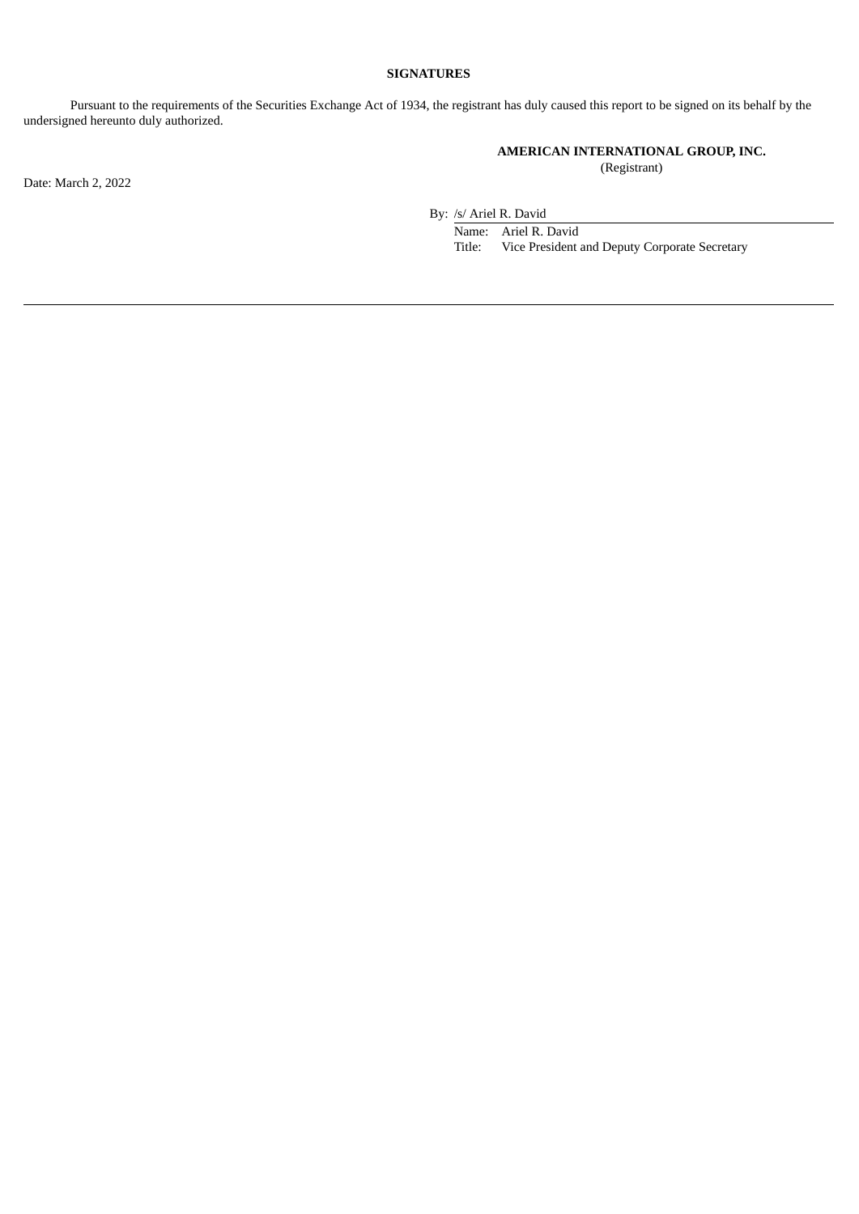**SIGNATURES**

Pursuant to the requirements of the Securities Exchange Act of 1934, the registrant has duly caused this report to be signed on its behalf by the undersigned hereunto duly authorized.

**AMERICAN INTERNATIONAL GROUP, INC.**
(Registrant)

Date: March 2, 2022

By: /s/ Ariel R. David

Name: Ariel R. David
Title: Vice President and Deputy Corporate Secretary